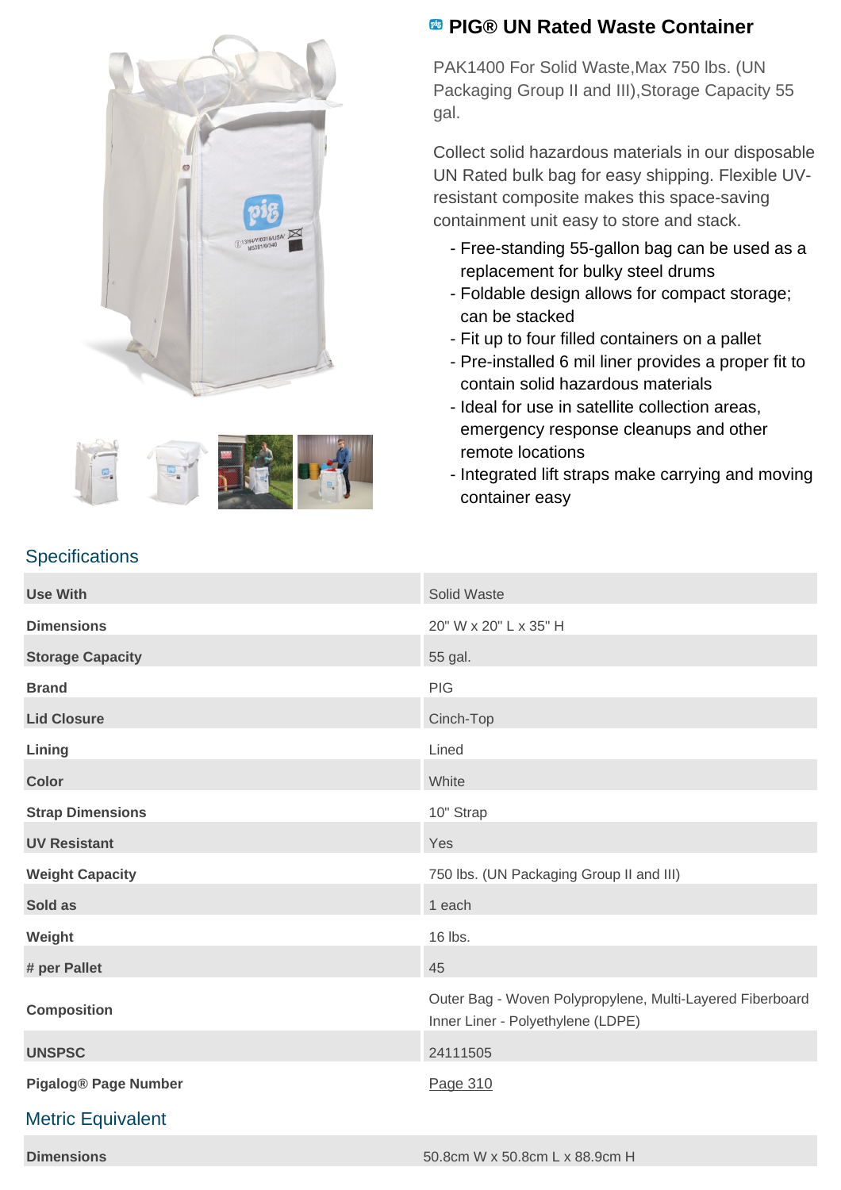# PIG® UN Rated Waste Container

PAK1400 For Solid Waste,Max 750 lbs. (UN Packaging Group II and III),Storage Capacity 55 gal.

Collect solid hazardous materials in our disposable UN Rated bulk bag for easy shipping. Flexible UV-resistant composite makes this space-saving containment unit easy to store and stack.

- Free-standing 55-gallon bag can be used as a replacement for bulky steel drums
- Foldable design allows for compact storage; can be stacked
- Fit up to four filled containers on a pallet
- Pre-installed 6 mil liner provides a proper fit to contain solid hazardous materials
- Ideal for use in satellite collection areas, emergency response cleanups and other remote locations
- Integrated lift straps make carrying and moving container easy

## Specifications

| | |
|---|---|
| **Use With** | Solid Waste |
| **Dimensions** | 20" W x 20" L x 35" H |
| **Storage Capacity** | 55 gal. |
| **Brand** | PIG |
| **Lid Closure** | Cinch-Top |
| **Lining** | Lined |
| **Color** | White |
| **Strap Dimensions** | 10" Strap |
| **UV Resistant** | Yes |
| **Weight Capacity** | 750 lbs. (UN Packaging Group II and III) |
| **Sold as** | 1 each |
| **Weight** | 16 lbs. |
| **# per Pallet** | 45 |
| **Composition** | Outer Bag - Woven Polypropylene, Multi-Layered Fiberboard<br>Inner Liner - Polyethylene (LDPE) |
| **UNSPSC** | 24111505 |
| **Pigalog® Page Number** | Page 310 |

## Metric Equivalent

| | |
|---|---|
| **Dimensions** | 50.8cm W x 50.8cm L x 88.9cm H |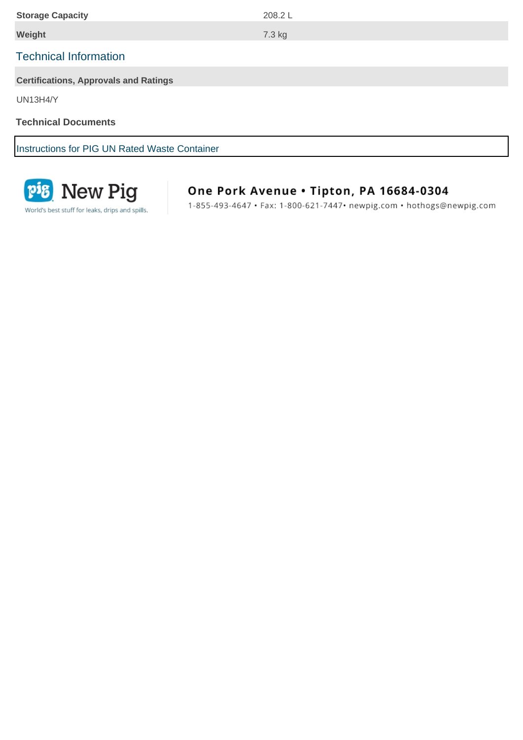| | |
|---|---|
| **Storage Capacity** | 208.2 L |
| **Weight** | 7.3 kg |

## Technical Information

**Certifications, Approvals and Ratings**

UN13H4/Y

**Technical Documents**

Instructions for PIG UN Rated Waste Container

New Pig
World's best stuff for leaks, drips and spills.

One Pork Avenue • Tipton, PA 16684-0304
1-855-493-4647 • Fax: 1-800-621-7447• newpig.com • hothogs@newpig.com